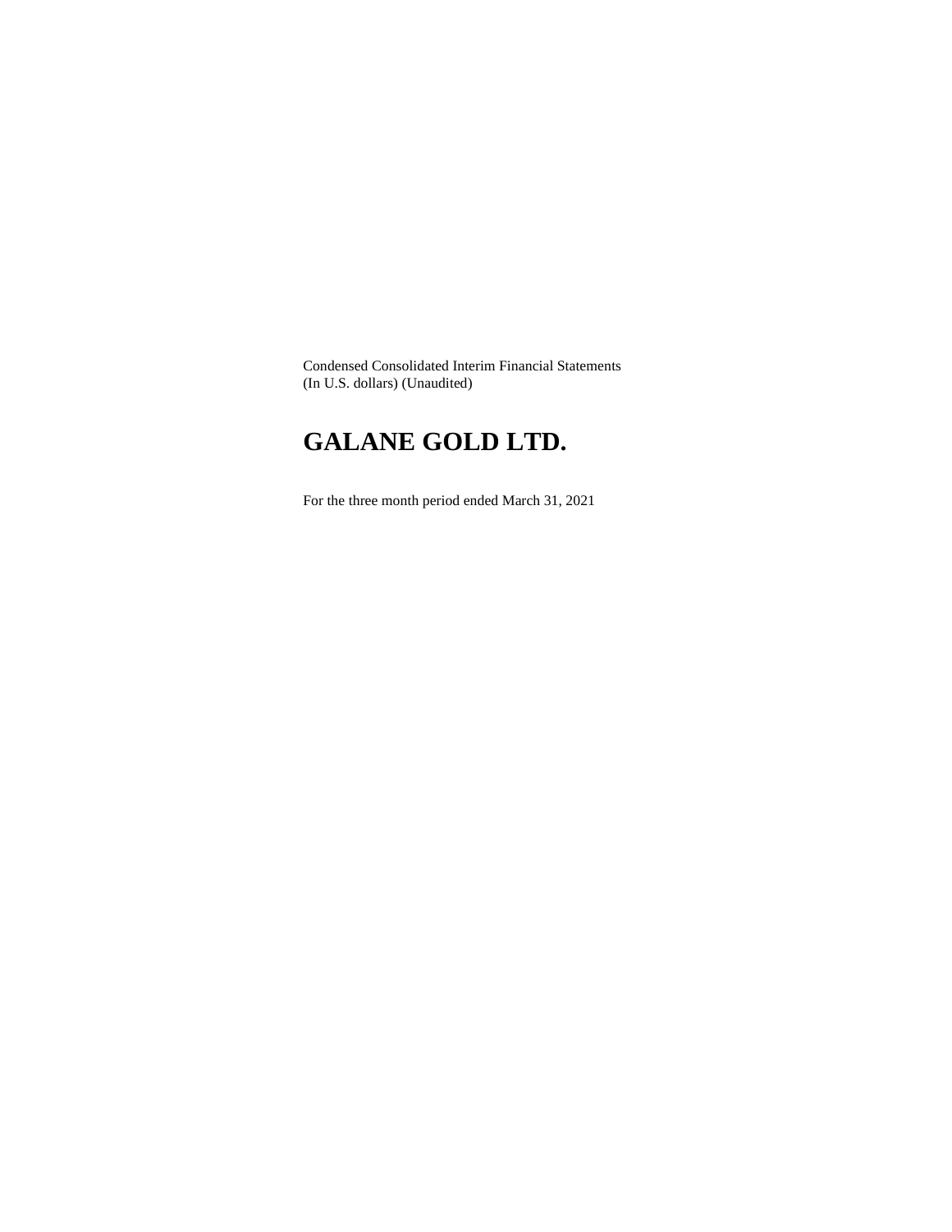Condensed Consolidated Interim Financial Statements
(In U.S. dollars) (Unaudited)

# GALANE GOLD LTD.

For the three month period ended March 31, 2021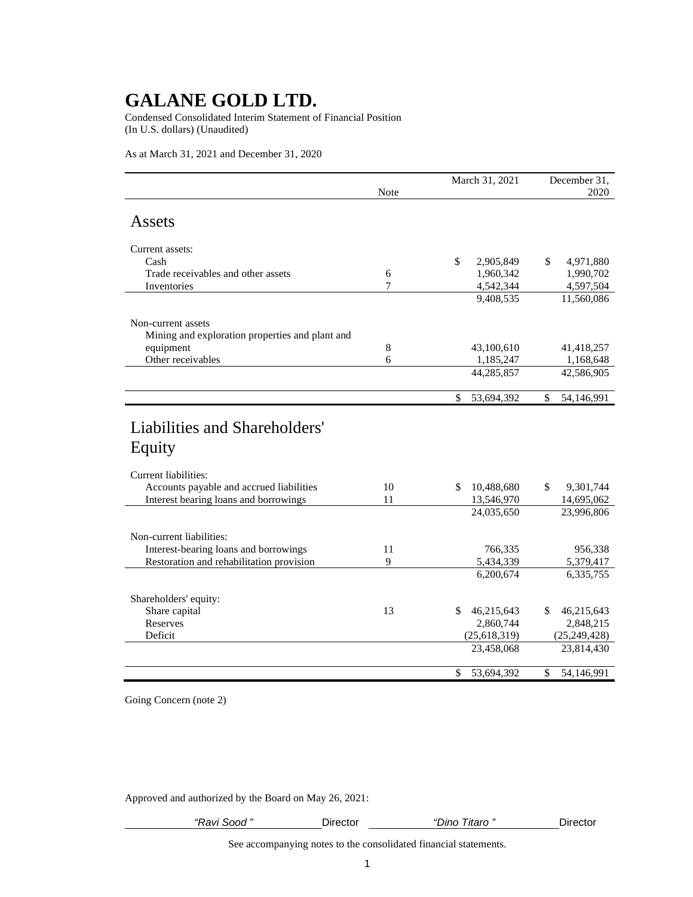# GALANE GOLD LTD.

Condensed Consolidated Interim Statement of Financial Position
(In U.S. dollars) (Unaudited)

As at March 31, 2021 and December 31, 2020

| | Note | March 31, 2021 | December 31, 2020 |
|---|---|---|---|
| **Assets** | | | |
| Current assets: | | | |
| Cash | | $ 2,905,849 | $ 4,971,880 |
| Trade receivables and other assets | 6 | 1,960,342 | 1,990,702 |
| Inventories | 7 | 4,542,344 | 4,597,504 |
| | | 9,408,535 | 11,560,086 |
| Non-current assets | | | |
| Mining and exploration properties and plant and equipment | 8 | 43,100,610 | 41,418,257 |
| Other receivables | 6 | 1,185,247 | 1,168,648 |
| | | 44,285,857 | 42,586,905 |
| | | $ 53,694,392 | $ 54,146,991 |
| **Liabilities and Shareholders' Equity** | | | |
| Current liabilities: | | | |
| Accounts payable and accrued liabilities | 10 | $ 10,488,680 | $ 9,301,744 |
| Interest bearing loans and borrowings | 11 | 13,546,970 | 14,695,062 |
| | | 24,035,650 | 23,996,806 |
| Non-current liabilities: | | | |
| Interest-bearing loans and borrowings | 11 | 766,335 | 956,338 |
| Restoration and rehabilitation provision | 9 | 5,434,339 | 5,379,417 |
| | | 6,200,674 | 6,335,755 |
| Shareholders' equity: | | | |
| Share capital | 13 | $ 46,215,643 | $ 46,215,643 |
| Reserves | | 2,860,744 | 2,848,215 |
| Deficit | | (25,618,319) | (25,249,428) |
| | | 23,458,068 | 23,814,430 |
| | | $ 53,694,392 | $ 54,146,991 |

Going Concern (note 2)

Approved and authorized by the Board on May 26, 2021:

*"Ravi Sood"* Director &nbsp;&nbsp;&nbsp; *"Dino Titaro"* Director

See accompanying notes to the consolidated financial statements.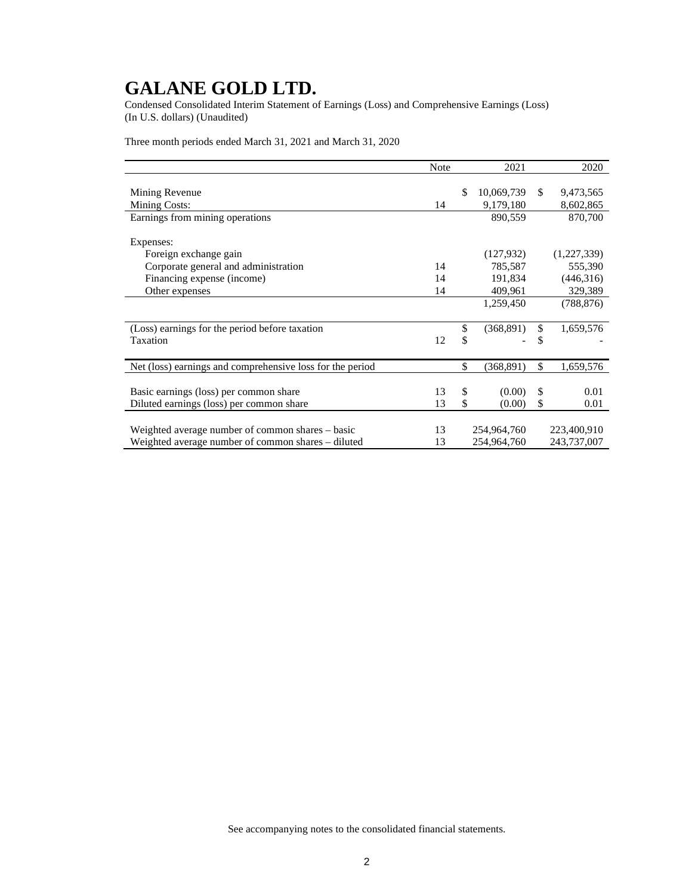# GALANE GOLD LTD.

Condensed Consolidated Interim Statement of Earnings (Loss) and Comprehensive Earnings (Loss)
(In U.S. dollars) (Unaudited)

Three month periods ended March 31, 2021 and March 31, 2020

| | Note | 2021 | 2020 |
|---|---|---|---|
| Mining Revenue | | $ 10,069,739 | $ 9,473,565 |
| Mining Costs: | 14 | 9,179,180 | 8,602,865 |
| Earnings from mining operations | | 890,559 | 870,700 |
| Expenses: | | | |
| Foreign exchange gain | | (127,932) | (1,227,339) |
| Corporate general and administration | 14 | 785,587 | 555,390 |
| Financing expense (income) | 14 | 191,834 | (446,316) |
| Other expenses | 14 | 409,961 | 329,389 |
| | | 1,259,450 | (788,876) |
| (Loss) earnings for the period before taxation | | $ (368,891) | $ 1,659,576 |
| Taxation | 12 | $ - | $ - |
| Net (loss) earnings and comprehensive loss for the period | | $ (368,891) | $ 1,659,576 |
| Basic earnings (loss) per common share | 13 | $ (0.00) | $ 0.01 |
| Diluted earnings (loss) per common share | 13 | $ (0.00) | $ 0.01 |
| Weighted average number of common shares – basic | 13 | 254,964,760 | 223,400,910 |
| Weighted average number of common shares – diluted | 13 | 254,964,760 | 243,737,007 |

See accompanying notes to the consolidated financial statements.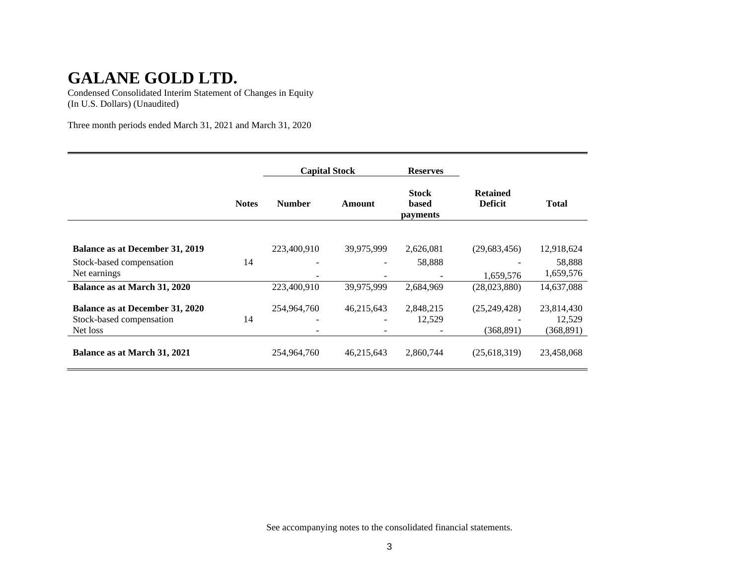# GALANE GOLD LTD.

Condensed Consolidated Interim Statement of Changes in Equity
(In U.S. Dollars) (Unaudited)

Three month periods ended March 31, 2021 and March 31, 2020

| | | Capital Stock | | Reserves | | |
|---|---|---|---|---|---|---|
| | **Notes** | **Number** | **Amount** | **Stock based payments** | **Retained Deficit** | **Total** |
| **Balance as at December 31, 2019** | | 223,400,910 | 39,975,999 | 2,626,081 | (29,683,456) | 12,918,624 |
| Stock-based compensation | 14 | - | - | 58,888 | - | 58,888 |
| Net earnings | | - | - | - | 1,659,576 | 1,659,576 |
| **Balance as at March 31, 2020** | | 223,400,910 | 39,975,999 | 2,684,969 | (28,023,880) | 14,637,088 |
| **Balance as at December 31, 2020** | | 254,964,760 | 46,215,643 | 2,848,215 | (25,249,428) | 23,814,430 |
| Stock-based compensation | 14 | - | - | 12,529 | - | 12,529 |
| Net loss | | - | - | - | (368,891) | (368,891) |
| **Balance as at March 31, 2021** | | 254,964,760 | 46,215,643 | 2,860,744 | (25,618,319) | 23,458,068 |

See accompanying notes to the consolidated financial statements.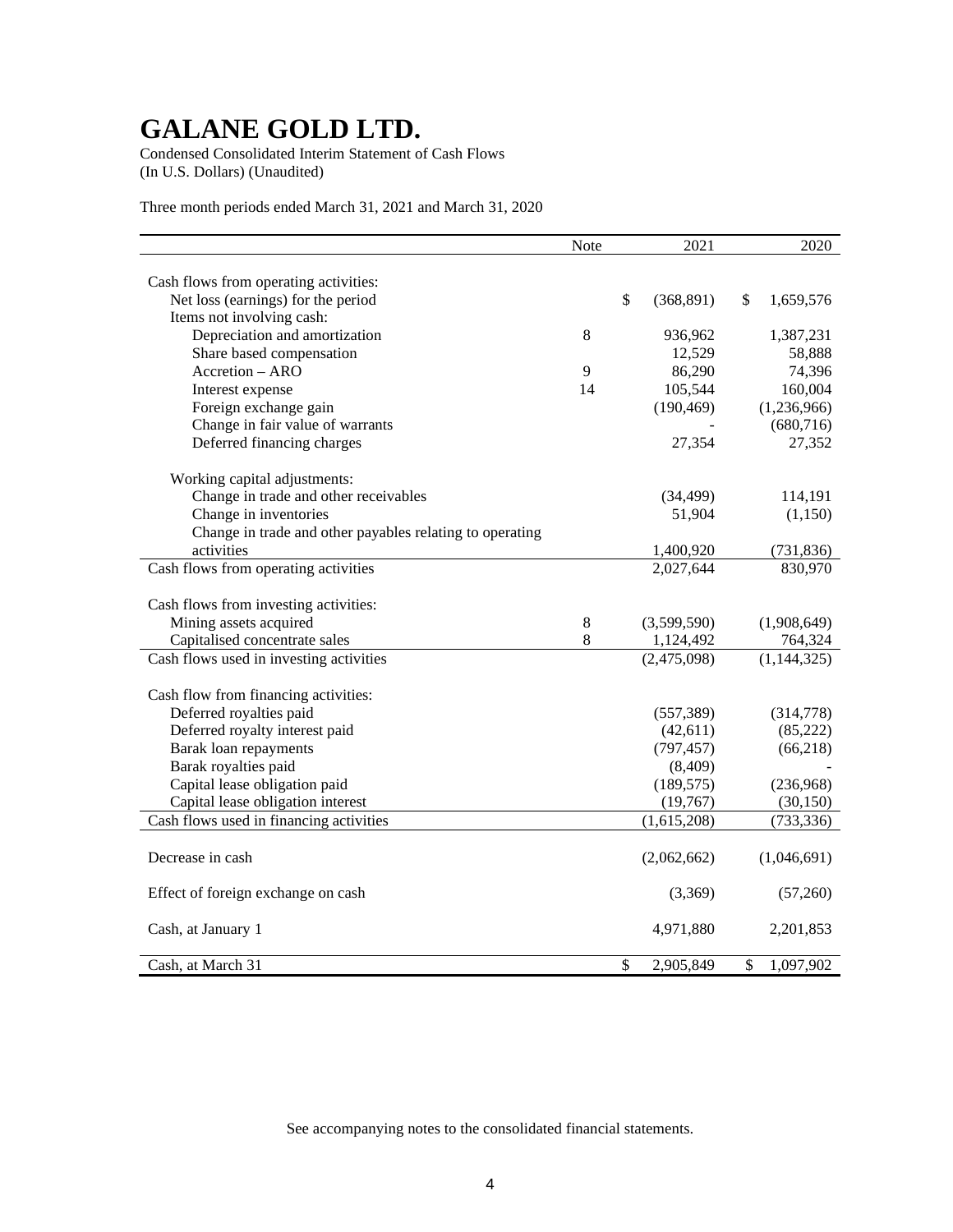# GALANE GOLD LTD.

Condensed Consolidated Interim Statement of Cash Flows
(In U.S. Dollars) (Unaudited)

Three month periods ended March 31, 2021 and March 31, 2020

| | Note | 2021 | 2020 |
|---|---|---|---|
| Cash flows from operating activities: | | | |
| Net loss (earnings) for the period | | $ (368,891) | $ 1,659,576 |
| Items not involving cash: | | | |
| Depreciation and amortization | 8 | 936,962 | 1,387,231 |
| Share based compensation | | 12,529 | 58,888 |
| Accretion – ARO | 9 | 86,290 | 74,396 |
| Interest expense | 14 | 105,544 | 160,004 |
| Foreign exchange gain | | (190,469) | (1,236,966) |
| Change in fair value of warrants | | - | (680,716) |
| Deferred financing charges | | 27,354 | 27,352 |
| Working capital adjustments: | | | |
| Change in trade and other receivables | | (34,499) | 114,191 |
| Change in inventories | | 51,904 | (1,150) |
| Change in trade and other payables relating to operating activities | | 1,400,920 | (731,836) |
| Cash flows from operating activities | | 2,027,644 | 830,970 |
| Cash flows from investing activities: | | | |
| Mining assets acquired | 8 | (3,599,590) | (1,908,649) |
| Capitalised concentrate sales | 8 | 1,124,492 | 764,324 |
| Cash flows used in investing activities | | (2,475,098) | (1,144,325) |
| Cash flow from financing activities: | | | |
| Deferred royalties paid | | (557,389) | (314,778) |
| Deferred royalty interest paid | | (42,611) | (85,222) |
| Barak loan repayments | | (797,457) | (66,218) |
| Barak royalties paid | | (8,409) | - |
| Capital lease obligation paid | | (189,575) | (236,968) |
| Capital lease obligation interest | | (19,767) | (30,150) |
| Cash flows used in financing activities | | (1,615,208) | (733,336) |
| Decrease in cash | | (2,062,662) | (1,046,691) |
| Effect of foreign exchange on cash | | (3,369) | (57,260) |
| Cash, at January 1 | | 4,971,880 | 2,201,853 |
| Cash, at March 31 | | $ 2,905,849 | $ 1,097,902 |

See accompanying notes to the consolidated financial statements.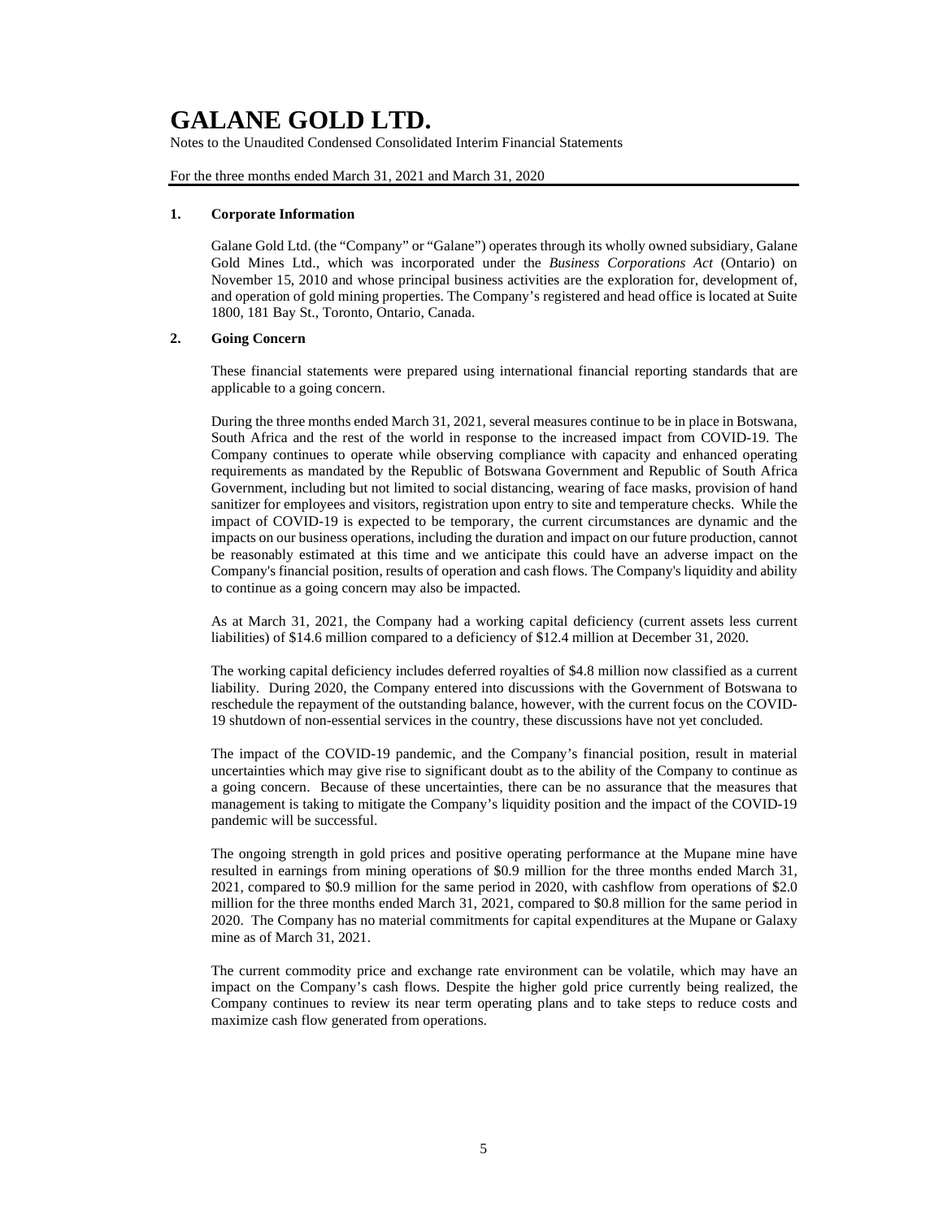# GALANE GOLD LTD.

Notes to the Unaudited Condensed Consolidated Interim Financial Statements

For the three months ended March 31, 2021 and March 31, 2020

## 1. Corporate Information

Galane Gold Ltd. (the "Company" or "Galane") operates through its wholly owned subsidiary, Galane Gold Mines Ltd., which was incorporated under the *Business Corporations Act* (Ontario) on November 15, 2010 and whose principal business activities are the exploration for, development of, and operation of gold mining properties. The Company's registered and head office is located at Suite 1800, 181 Bay St., Toronto, Ontario, Canada.

## 2. Going Concern

These financial statements were prepared using international financial reporting standards that are applicable to a going concern.

During the three months ended March 31, 2021, several measures continue to be in place in Botswana, South Africa and the rest of the world in response to the increased impact from COVID-19. The Company continues to operate while observing compliance with capacity and enhanced operating requirements as mandated by the Republic of Botswana Government and Republic of South Africa Government, including but not limited to social distancing, wearing of face masks, provision of hand sanitizer for employees and visitors, registration upon entry to site and temperature checks. While the impact of COVID-19 is expected to be temporary, the current circumstances are dynamic and the impacts on our business operations, including the duration and impact on our future production, cannot be reasonably estimated at this time and we anticipate this could have an adverse impact on the Company's financial position, results of operation and cash flows. The Company's liquidity and ability to continue as a going concern may also be impacted.

As at March 31, 2021, the Company had a working capital deficiency (current assets less current liabilities) of $14.6 million compared to a deficiency of $12.4 million at December 31, 2020.

The working capital deficiency includes deferred royalties of $4.8 million now classified as a current liability. During 2020, the Company entered into discussions with the Government of Botswana to reschedule the repayment of the outstanding balance, however, with the current focus on the COVID-19 shutdown of non-essential services in the country, these discussions have not yet concluded.

The impact of the COVID-19 pandemic, and the Company's financial position, result in material uncertainties which may give rise to significant doubt as to the ability of the Company to continue as a going concern. Because of these uncertainties, there can be no assurance that the measures that management is taking to mitigate the Company's liquidity position and the impact of the COVID-19 pandemic will be successful.

The ongoing strength in gold prices and positive operating performance at the Mupane mine have resulted in earnings from mining operations of $0.9 million for the three months ended March 31, 2021, compared to $0.9 million for the same period in 2020, with cashflow from operations of $2.0 million for the three months ended March 31, 2021, compared to $0.8 million for the same period in 2020. The Company has no material commitments for capital expenditures at the Mupane or Galaxy mine as of March 31, 2021.

The current commodity price and exchange rate environment can be volatile, which may have an impact on the Company's cash flows. Despite the higher gold price currently being realized, the Company continues to review its near term operating plans and to take steps to reduce costs and maximize cash flow generated from operations.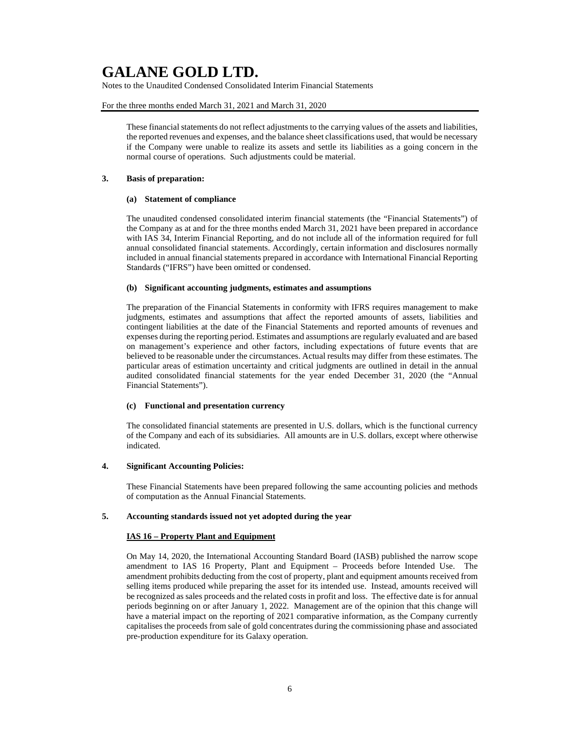These financial statements do not reflect adjustments to the carrying values of the assets and liabilities, the reported revenues and expenses, and the balance sheet classifications used, that would be necessary if the Company were unable to realize its assets and settle its liabilities as a going concern in the normal course of operations. Such adjustments could be material.

## 3. Basis of preparation:

### (a) Statement of compliance

The unaudited condensed consolidated interim financial statements (the "Financial Statements") of the Company as at and for the three months ended March 31, 2021 have been prepared in accordance with IAS 34, Interim Financial Reporting, and do not include all of the information required for full annual consolidated financial statements. Accordingly, certain information and disclosures normally included in annual financial statements prepared in accordance with International Financial Reporting Standards ("IFRS") have been omitted or condensed.

### (b) Significant accounting judgments, estimates and assumptions

The preparation of the Financial Statements in conformity with IFRS requires management to make judgments, estimates and assumptions that affect the reported amounts of assets, liabilities and contingent liabilities at the date of the Financial Statements and reported amounts of revenues and expenses during the reporting period. Estimates and assumptions are regularly evaluated and are based on management's experience and other factors, including expectations of future events that are believed to be reasonable under the circumstances. Actual results may differ from these estimates. The particular areas of estimation uncertainty and critical judgments are outlined in detail in the annual audited consolidated financial statements for the year ended December 31, 2020 (the "Annual Financial Statements").

### (c) Functional and presentation currency

The consolidated financial statements are presented in U.S. dollars, which is the functional currency of the Company and each of its subsidiaries. All amounts are in U.S. dollars, except where otherwise indicated.

## 4. Significant Accounting Policies:

These Financial Statements have been prepared following the same accounting policies and methods of computation as the Annual Financial Statements.

## 5. Accounting standards issued not yet adopted during the year

**IAS 16 – Property Plant and Equipment**

On May 14, 2020, the International Accounting Standard Board (IASB) published the narrow scope amendment to IAS 16 Property, Plant and Equipment – Proceeds before Intended Use. The amendment prohibits deducting from the cost of property, plant and equipment amounts received from selling items produced while preparing the asset for its intended use. Instead, amounts received will be recognized as sales proceeds and the related costs in profit and loss. The effective date is for annual periods beginning on or after January 1, 2022. Management are of the opinion that this change will have a material impact on the reporting of 2021 comparative information, as the Company currently capitalises the proceeds from sale of gold concentrates during the commissioning phase and associated pre-production expenditure for its Galaxy operation.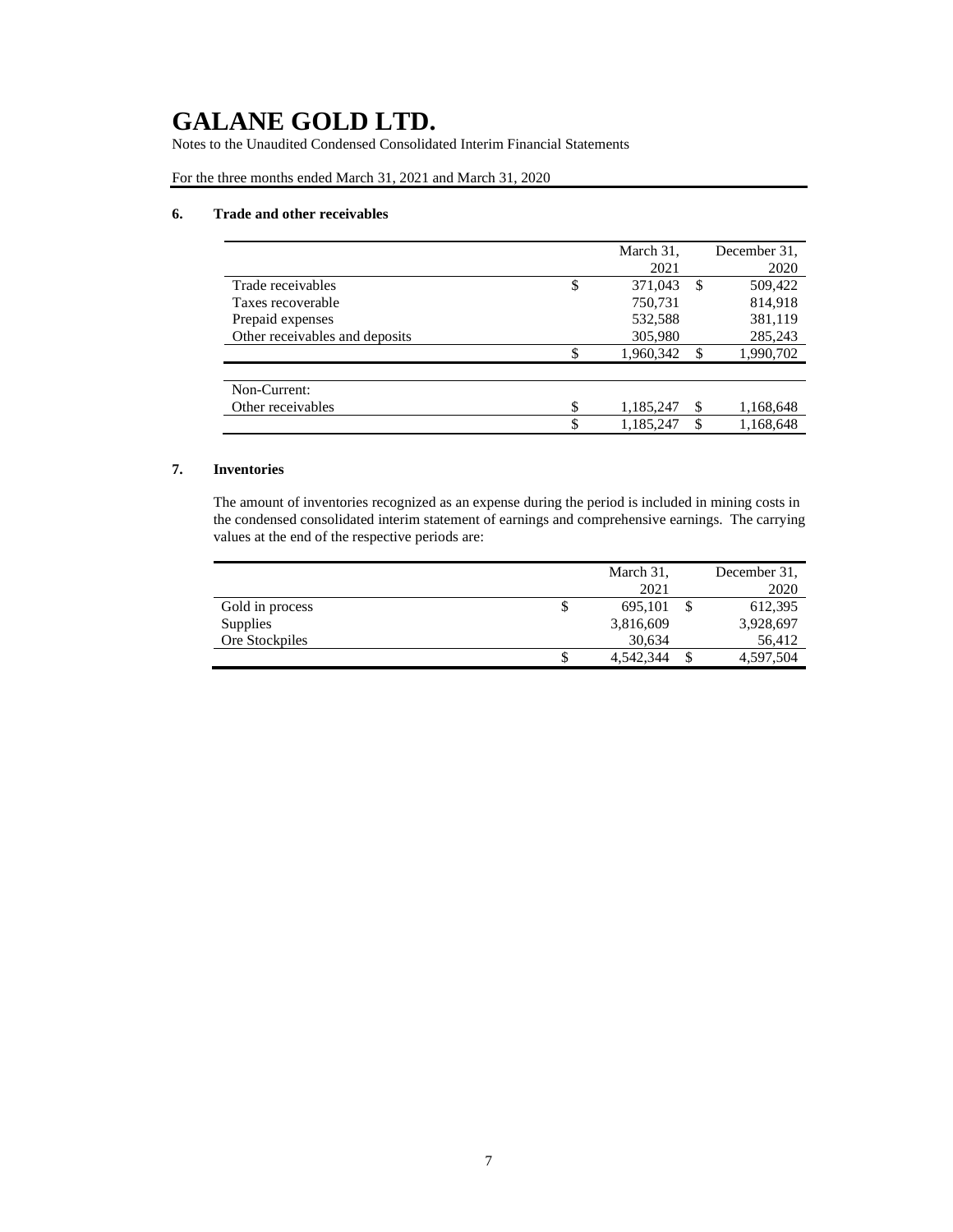# GALANE GOLD LTD.

Notes to the Unaudited Condensed Consolidated Interim Financial Statements

For the three months ended March 31, 2021 and March 31, 2020

## 6. Trade and other receivables

| | March 31, 2021 | December 31, 2020 |
|---|---|---|
| Trade receivables | $ 371,043 | $ 509,422 |
| Taxes recoverable | 750,731 | 814,918 |
| Prepaid expenses | 532,588 | 381,119 |
| Other receivables and deposits | 305,980 | 285,243 |
| | $ 1,960,342 | $ 1,990,702 |
| | | |
| Non-Current: | | |
| Other receivables | $ 1,185,247 | $ 1,168,648 |
| | $ 1,185,247 | $ 1,168,648 |

## 7. Inventories

The amount of inventories recognized as an expense during the period is included in mining costs in the condensed consolidated interim statement of earnings and comprehensive earnings. The carrying values at the end of the respective periods are:

| | March 31, 2021 | December 31, 2020 |
|---|---|---|
| Gold in process | $ 695,101 | $ 612,395 |
| Supplies | 3,816,609 | 3,928,697 |
| Ore Stockpiles | 30,634 | 56,412 |
| | $ 4,542,344 | $ 4,597,504 |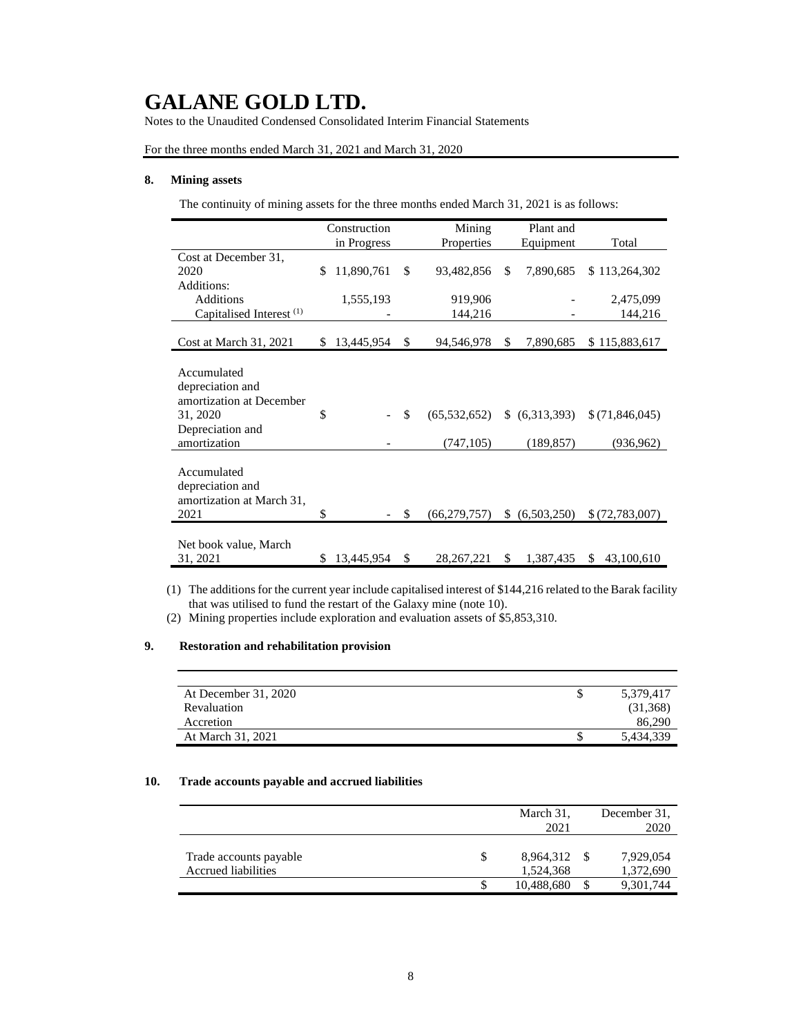## 8. Mining assets

The continuity of mining assets for the three months ended March 31, 2021 is as follows:

| | Construction in Progress | Mining Properties | Plant and Equipment | Total |
|---|---|---|---|---|
| Cost at December 31, 2020 | $ 11,890,761 | $ 93,482,856 | $ 7,890,685 | $ 113,264,302 |
| Additions: | | | | |
| Additions | 1,555,193 | 919,906 | - | 2,475,099 |
| Capitalised Interest (1) | - | 144,216 | - | 144,216 |
| Cost at March 31, 2021 | $ 13,445,954 | $ 94,546,978 | $ 7,890,685 | $ 115,883,617 |
| Accumulated depreciation and amortization at December 31, 2020 | $ - | $ (65,532,652) | $ (6,313,393) | $ (71,846,045) |
| Depreciation and amortization | - | (747,105) | (189,857) | (936,962) |
| Accumulated depreciation and amortization at March 31, 2021 | $ - | $ (66,279,757) | $ (6,503,250) | $ (72,783,007) |
| Net book value, March 31, 2021 | $ 13,445,954 | $ 28,267,221 | $ 1,387,435 | $ 43,100,610 |

(1) The additions for the current year include capitalised interest of $144,216 related to the Barak facility that was utilised to fund the restart of the Galaxy mine (note 10).

(2) Mining properties include exploration and evaluation assets of $5,853,310.

## 9. Restoration and rehabilitation provision

| | |
|---|---|
| At December 31, 2020 | $ 5,379,417 |
| Revaluation | (31,368) |
| Accretion | 86,290 |
| At March 31, 2021 | $ 5,434,339 |

## 10. Trade accounts payable and accrued liabilities

| | March 31, 2021 | December 31, 2020 |
|---|---|---|
| Trade accounts payable | $ 8,964,312 | $ 7,929,054 |
| Accrued liabilities | 1,524,368 | 1,372,690 |
| | $ 10,488,680 | $ 9,301,744 |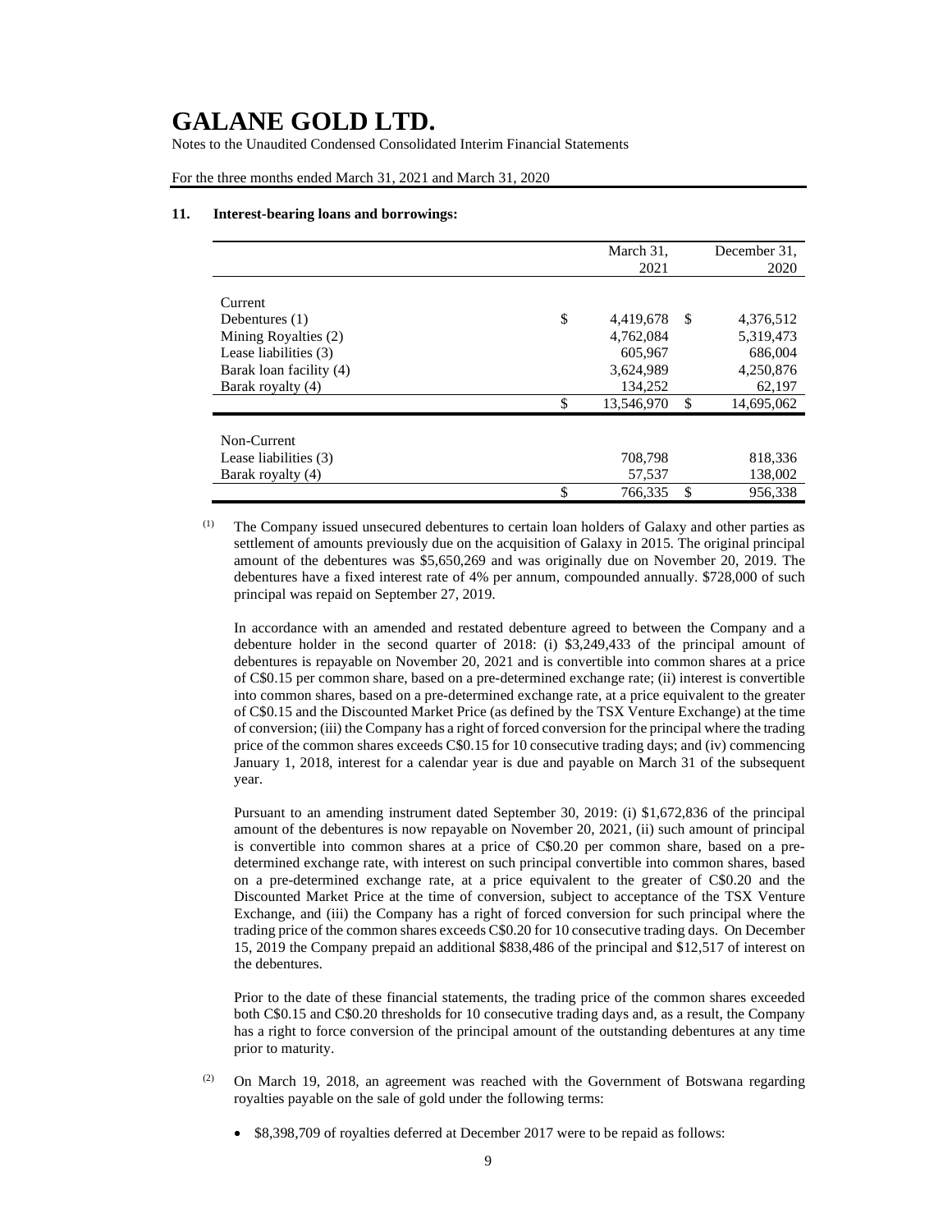# GALANE GOLD LTD.

Notes to the Unaudited Condensed Consolidated Interim Financial Statements

For the three months ended March 31, 2021 and March 31, 2020

## 11. Interest-bearing loans and borrowings:

| | March 31, 2021 | December 31, 2020 |
|---|---|---|
| **Current** | | |
| Debentures (1) | $ 4,419,678 | $ 4,376,512 |
| Mining Royalties (2) | 4,762,084 | 5,319,473 |
| Lease liabilities (3) | 605,967 | 686,004 |
| Barak loan facility (4) | 3,624,989 | 4,250,876 |
| Barak royalty (4) | 134,252 | 62,197 |
| | $ 13,546,970 | $ 14,695,062 |
| **Non-Current** | | |
| Lease liabilities (3) | 708,798 | 818,336 |
| Barak royalty (4) | 57,537 | 138,002 |
| | $ 766,335 | $ 956,338 |

(1) The Company issued unsecured debentures to certain loan holders of Galaxy and other parties as settlement of amounts previously due on the acquisition of Galaxy in 2015. The original principal amount of the debentures was $5,650,269 and was originally due on November 20, 2019. The debentures have a fixed interest rate of 4% per annum, compounded annually. $728,000 of such principal was repaid on September 27, 2019.

In accordance with an amended and restated debenture agreed to between the Company and a debenture holder in the second quarter of 2018: (i) $3,249,433 of the principal amount of debentures is repayable on November 20, 2021 and is convertible into common shares at a price of C$0.15 per common share, based on a pre-determined exchange rate; (ii) interest is convertible into common shares, based on a pre-determined exchange rate, at a price equivalent to the greater of C$0.15 and the Discounted Market Price (as defined by the TSX Venture Exchange) at the time of conversion; (iii) the Company has a right of forced conversion for the principal where the trading price of the common shares exceeds C$0.15 for 10 consecutive trading days; and (iv) commencing January 1, 2018, interest for a calendar year is due and payable on March 31 of the subsequent year.

Pursuant to an amending instrument dated September 30, 2019: (i) $1,672,836 of the principal amount of the debentures is now repayable on November 20, 2021, (ii) such amount of principal is convertible into common shares at a price of C$0.20 per common share, based on a pre-determined exchange rate, with interest on such principal convertible into common shares, based on a pre-determined exchange rate, at a price equivalent to the greater of C$0.20 and the Discounted Market Price at the time of conversion, subject to acceptance of the TSX Venture Exchange, and (iii) the Company has a right of forced conversion for such principal where the trading price of the common shares exceeds C$0.20 for 10 consecutive trading days. On December 15, 2019 the Company prepaid an additional $838,486 of the principal and $12,517 of interest on the debentures.

Prior to the date of these financial statements, the trading price of the common shares exceeded both C$0.15 and C$0.20 thresholds for 10 consecutive trading days and, as a result, the Company has a right to force conversion of the principal amount of the outstanding debentures at any time prior to maturity.

(2) On March 19, 2018, an agreement was reached with the Government of Botswana regarding royalties payable on the sale of gold under the following terms:

- $8,398,709 of royalties deferred at December 2017 were to be repaid as follows: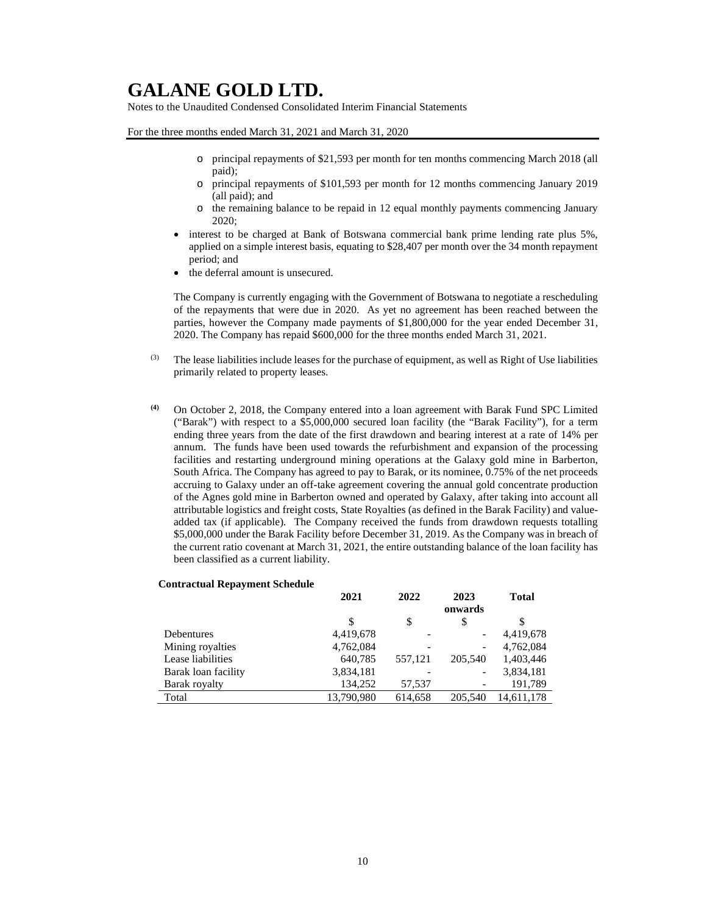- principal repayments of $21,593 per month for ten months commencing March 2018 (all paid);
- principal repayments of $101,593 per month for 12 months commencing January 2019 (all paid); and
- the remaining balance to be repaid in 12 equal monthly payments commencing January 2020;

- interest to be charged at Bank of Botswana commercial bank prime lending rate plus 5%, applied on a simple interest basis, equating to $28,407 per month over the 34 month repayment period; and
- the deferral amount is unsecured.

The Company is currently engaging with the Government of Botswana to negotiate a rescheduling of the repayments that were due in 2020. As yet no agreement has been reached between the parties, however the Company made payments of $1,800,000 for the year ended December 31, 2020. The Company has repaid $600,000 for the three months ended March 31, 2021.

(3) The lease liabilities include leases for the purchase of equipment, as well as Right of Use liabilities primarily related to property leases.

**(4)** On October 2, 2018, the Company entered into a loan agreement with Barak Fund SPC Limited ("Barak") with respect to a $5,000,000 secured loan facility (the "Barak Facility"), for a term ending three years from the date of the first drawdown and bearing interest at a rate of 14% per annum. The funds have been used towards the refurbishment and expansion of the processing facilities and restarting underground mining operations at the Galaxy gold mine in Barberton, South Africa. The Company has agreed to pay to Barak, or its nominee, 0.75% of the net proceeds accruing to Galaxy under an off-take agreement covering the annual gold concentrate production of the Agnes gold mine in Barberton owned and operated by Galaxy, after taking into account all attributable logistics and freight costs, State Royalties (as defined in the Barak Facility) and value-added tax (if applicable). The Company received the funds from drawdown requests totalling $5,000,000 under the Barak Facility before December 31, 2019. As the Company was in breach of the current ratio covenant at March 31, 2021, the entire outstanding balance of the loan facility has been classified as a current liability.

**Contractual Repayment Schedule**

| | 2021 | 2022 | 2023 onwards | Total |
|---|---|---|---|---|
| | $ | $ | $ | $ |
| Debentures | 4,419,678 | - | - | 4,419,678 |
| Mining royalties | 4,762,084 | - | - | 4,762,084 |
| Lease liabilities | 640,785 | 557,121 | 205,540 | 1,403,446 |
| Barak loan facility | 3,834,181 | - | - | 3,834,181 |
| Barak royalty | 134,252 | 57,537 | - | 191,789 |
| Total | 13,790,980 | 614,658 | 205,540 | 14,611,178 |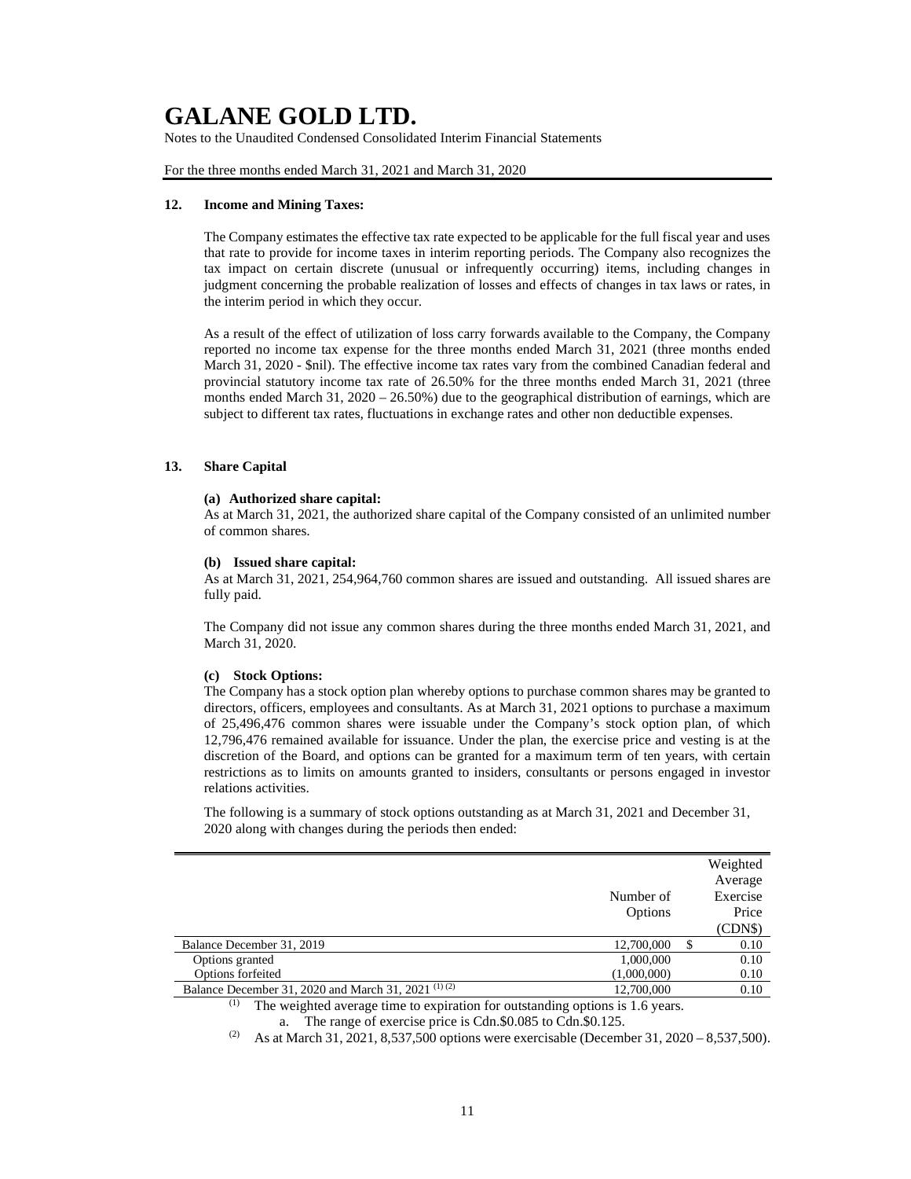# GALANE GOLD LTD.

Notes to the Unaudited Condensed Consolidated Interim Financial Statements

For the three months ended March 31, 2021 and March 31, 2020

## 12. Income and Mining Taxes:

The Company estimates the effective tax rate expected to be applicable for the full fiscal year and uses that rate to provide for income taxes in interim reporting periods. The Company also recognizes the tax impact on certain discrete (unusual or infrequently occurring) items, including changes in judgment concerning the probable realization of losses and effects of changes in tax laws or rates, in the interim period in which they occur.

As a result of the effect of utilization of loss carry forwards available to the Company, the Company reported no income tax expense for the three months ended March 31, 2021 (three months ended March 31, 2020 - $nil). The effective income tax rates vary from the combined Canadian federal and provincial statutory income tax rate of 26.50% for the three months ended March 31, 2021 (three months ended March 31, 2020 – 26.50%) due to the geographical distribution of earnings, which are subject to different tax rates, fluctuations in exchange rates and other non deductible expenses.

## 13. Share Capital

### (a) Authorized share capital:

As at March 31, 2021, the authorized share capital of the Company consisted of an unlimited number of common shares.

### (b) Issued share capital:

As at March 31, 2021, 254,964,760 common shares are issued and outstanding. All issued shares are fully paid.

The Company did not issue any common shares during the three months ended March 31, 2021, and March 31, 2020.

### (c) Stock Options:

The Company has a stock option plan whereby options to purchase common shares may be granted to directors, officers, employees and consultants. As at March 31, 2021 options to purchase a maximum of 25,496,476 common shares were issuable under the Company's stock option plan, of which 12,796,476 remained available for issuance. Under the plan, the exercise price and vesting is at the discretion of the Board, and options can be granted for a maximum term of ten years, with certain restrictions as to limits on amounts granted to insiders, consultants or persons engaged in investor relations activities.

The following is a summary of stock options outstanding as at March 31, 2021 and December 31, 2020 along with changes during the periods then ended:

| | Number of Options | Weighted Average Exercise Price (CDN$) |
|---|---|---|
| Balance December 31, 2019 | 12,700,000 | $ 0.10 |
| Options granted | 1,000,000 | 0.10 |
| Options forfeited | (1,000,000) | 0.10 |
| Balance December 31, 2020 and March 31, 2021 (1) (2) | 12,700,000 | 0.10 |

(1) The weighted average time to expiration for outstanding options is 1.6 years.

a. The range of exercise price is Cdn.$0.085 to Cdn.$0.125.

(2) As at March 31, 2021, 8,537,500 options were exercisable (December 31, 2020 – 8,537,500).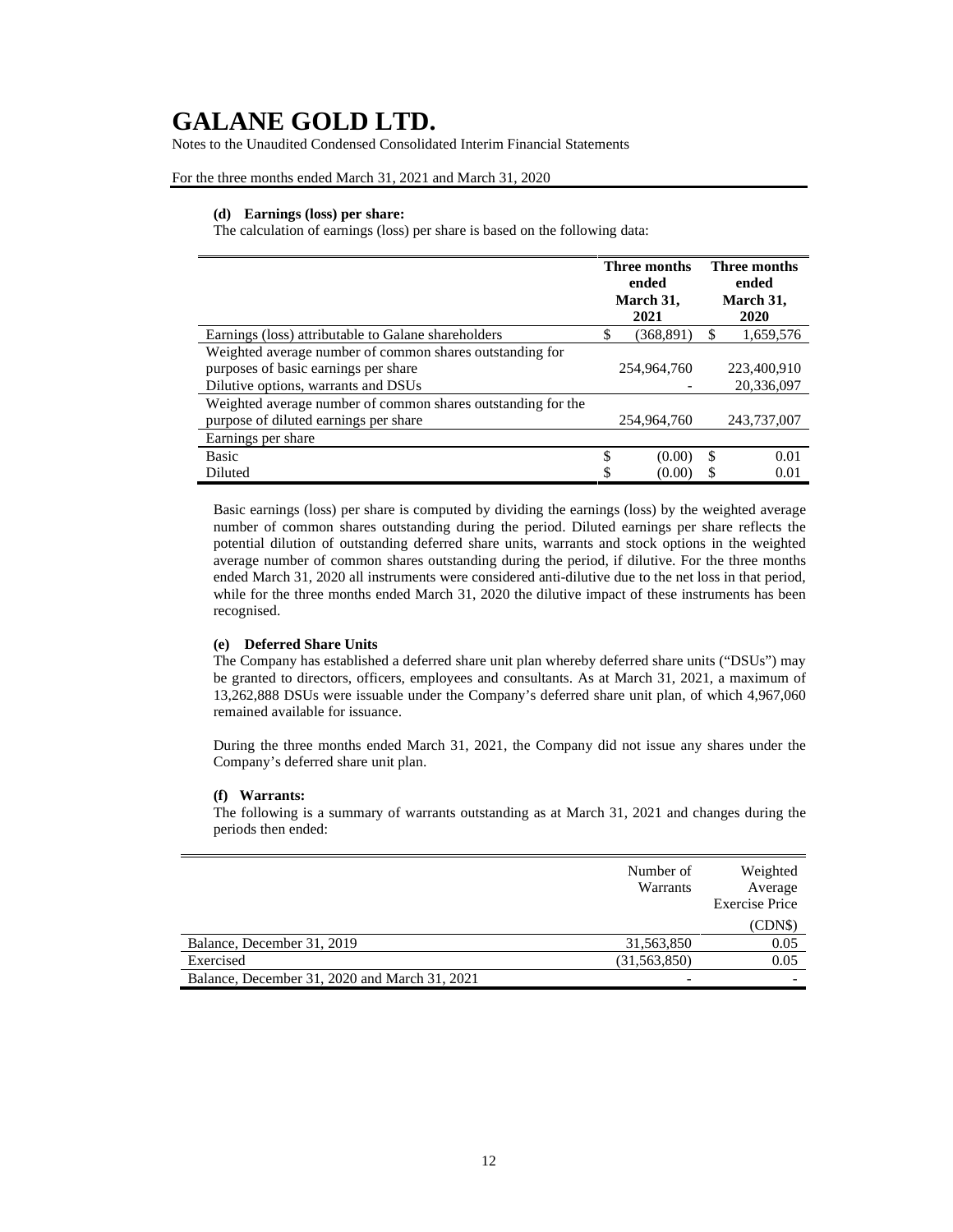# GALANE GOLD LTD.

Notes to the Unaudited Condensed Consolidated Interim Financial Statements

For the three months ended March 31, 2021 and March 31, 2020

#### (d) Earnings (loss) per share:

The calculation of earnings (loss) per share is based on the following data:

| | Three months ended March 31, 2021 | Three months ended March 31, 2020 |
|---|---|---|
| Earnings (loss) attributable to Galane shareholders | $ (368,891) | $ 1,659,576 |
| Weighted average number of common shares outstanding for purposes of basic earnings per share | 254,964,760 | 223,400,910 |
| Dilutive options, warrants and DSUs | - | 20,336,097 |
| Weighted average number of common shares outstanding for the purpose of diluted earnings per share | 254,964,760 | 243,737,007 |
| Earnings per share | | |
| Basic | $ (0.00) | $ 0.01 |
| Diluted | $ (0.00) | $ 0.01 |

Basic earnings (loss) per share is computed by dividing the earnings (loss) by the weighted average number of common shares outstanding during the period. Diluted earnings per share reflects the potential dilution of outstanding deferred share units, warrants and stock options in the weighted average number of common shares outstanding during the period, if dilutive. For the three months ended March 31, 2020 all instruments were considered anti-dilutive due to the net loss in that period, while for the three months ended March 31, 2020 the dilutive impact of these instruments has been recognised.

#### (e) Deferred Share Units

The Company has established a deferred share unit plan whereby deferred share units ("DSUs") may be granted to directors, officers, employees and consultants. As at March 31, 2021, a maximum of 13,262,888 DSUs were issuable under the Company's deferred share unit plan, of which 4,967,060 remained available for issuance.

During the three months ended March 31, 2021, the Company did not issue any shares under the Company's deferred share unit plan.

#### (f) Warrants:

The following is a summary of warrants outstanding as at March 31, 2021 and changes during the periods then ended:

| | Number of Warrants | Weighted Average Exercise Price (CDN$) |
|---|---|---|
| Balance, December 31, 2019 | 31,563,850 | 0.05 |
| Exercised | (31,563,850) | 0.05 |
| Balance, December 31, 2020 and March 31, 2021 | - | - |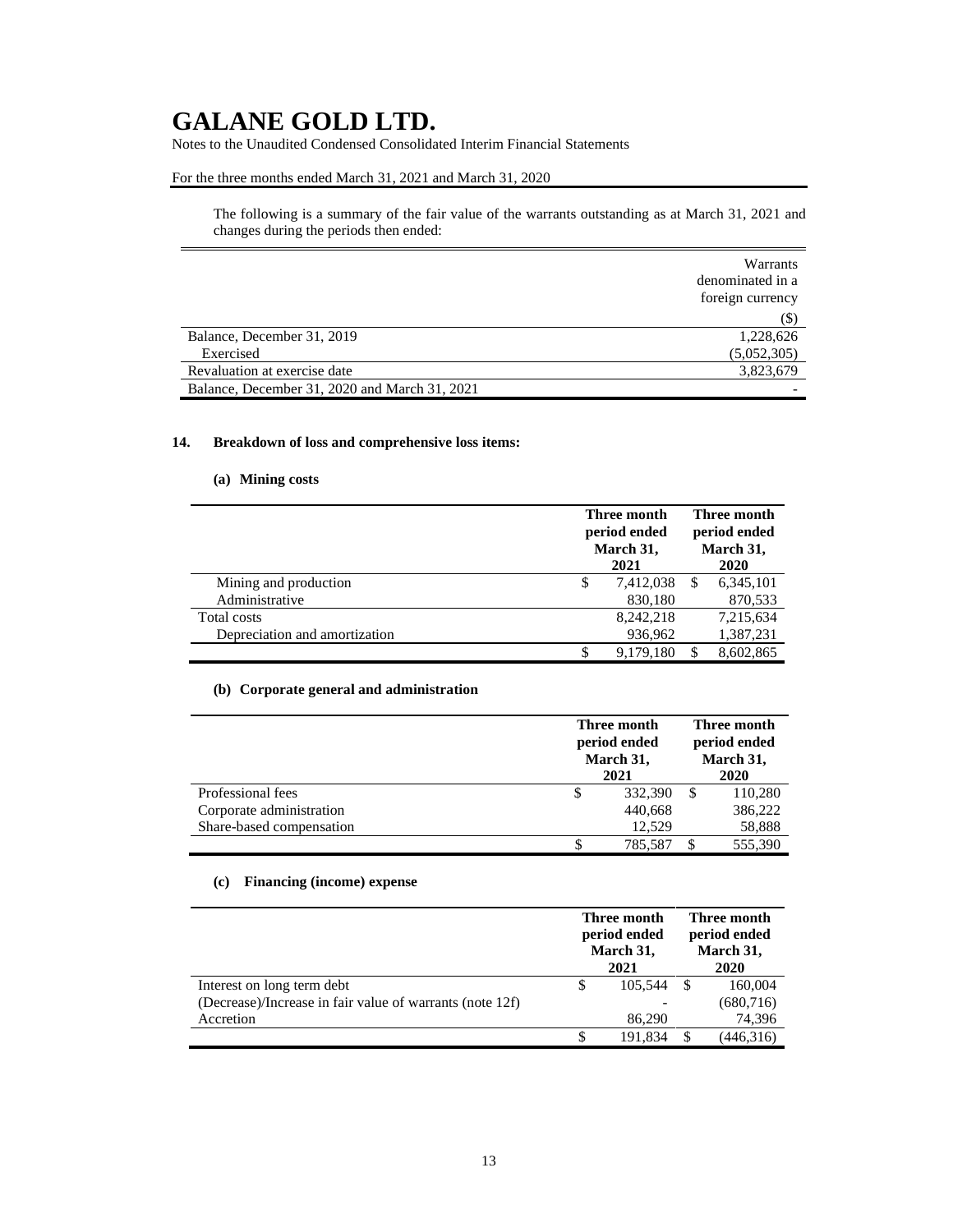# GALANE GOLD LTD.

Notes to the Unaudited Condensed Consolidated Interim Financial Statements

For the three months ended March 31, 2021 and March 31, 2020

The following is a summary of the fair value of the warrants outstanding as at March 31, 2021 and changes during the periods then ended:

| | Warrants denominated in a foreign currency ($) |
|---|---|
| Balance, December 31, 2019 | 1,228,626 |
| Exercised | (5,052,305) |
| Revaluation at exercise date | 3,823,679 |
| Balance, December 31, 2020 and March 31, 2021 | - |

## 14. Breakdown of loss and comprehensive loss items:

### (a) Mining costs

| | Three month period ended March 31, 2021 | Three month period ended March 31, 2020 |
|---|---|---|
| Mining and production | $ 7,412,038 | $ 6,345,101 |
| Administrative | 830,180 | 870,533 |
| Total costs | 8,242,218 | 7,215,634 |
| Depreciation and amortization | 936,962 | 1,387,231 |
| | $ 9,179,180 | $ 8,602,865 |

### (b) Corporate general and administration

| | Three month period ended March 31, 2021 | Three month period ended March 31, 2020 |
|---|---|---|
| Professional fees | $ 332,390 | $ 110,280 |
| Corporate administration | 440,668 | 386,222 |
| Share-based compensation | 12,529 | 58,888 |
| | $ 785,587 | $ 555,390 |

### (c) Financing (income) expense

| | Three month period ended March 31, 2021 | Three month period ended March 31, 2020 |
|---|---|---|
| Interest on long term debt | $ 105,544 | $ 160,004 |
| (Decrease)/Increase in fair value of warrants (note 12f) | - | (680,716) |
| Accretion | 86,290 | 74,396 |
| | $ 191,834 | $ (446,316) |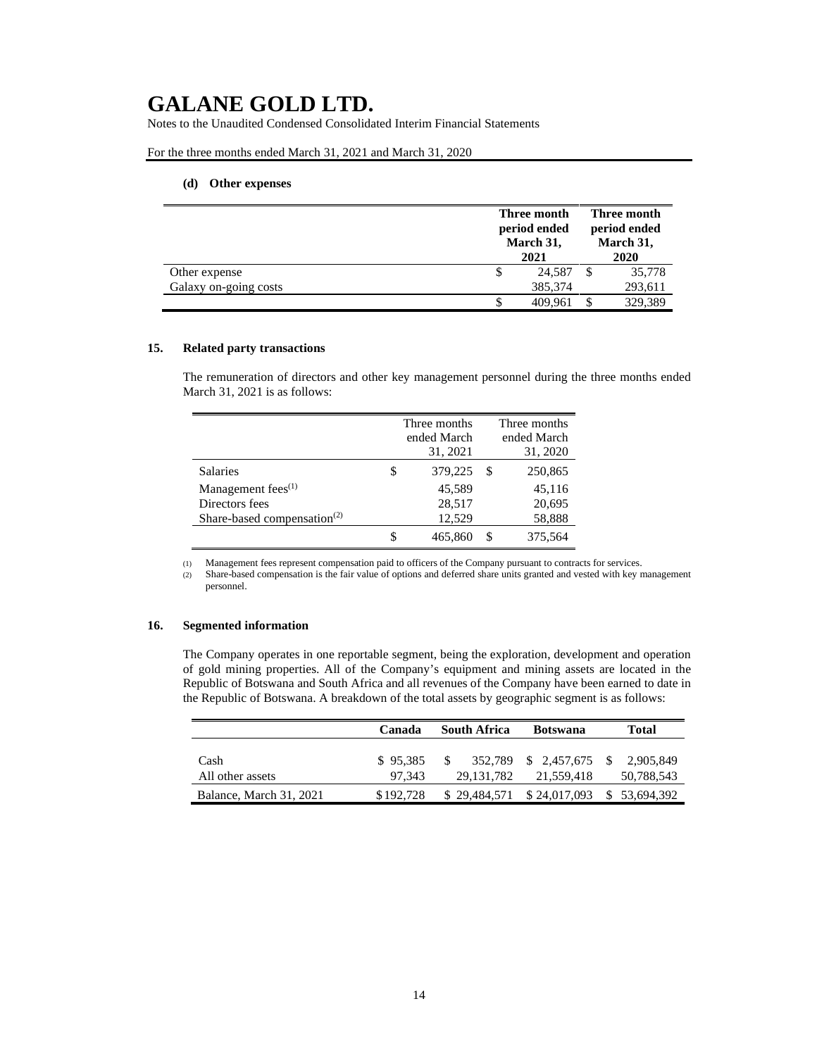#### (d) Other expenses

| | Three month period ended March 31, 2021 | Three month period ended March 31, 2020 |
|---|---|---|
| Other expense | $ 24,587 | $ 35,778 |
| Galaxy on-going costs | 385,374 | 293,611 |
| | $ 409,961 | $ 329,389 |

### 15. Related party transactions

The remuneration of directors and other key management personnel during the three months ended March 31, 2021 is as follows:

| | Three months ended March 31, 2021 | Three months ended March 31, 2020 |
|---|---|---|
| Salaries | $ 379,225 | $ 250,865 |
| Management fees[(1)] | 45,589 | 45,116 |
| Directors fees | 28,517 | 20,695 |
| Share-based compensation[(2)] | 12,529 | 58,888 |
| | $ 465,860 | $ 375,564 |

(1) Management fees represent compensation paid to officers of the Company pursuant to contracts for services.
(2) Share-based compensation is the fair value of options and deferred share units granted and vested with key management personnel.

### 16. Segmented information

The Company operates in one reportable segment, being the exploration, development and operation of gold mining properties. All of the Company's equipment and mining assets are located in the Republic of Botswana and South Africa and all revenues of the Company have been earned to date in the Republic of Botswana. A breakdown of the total assets by geographic segment is as follows:

| | Canada | South Africa | Botswana | Total |
|---|---|---|---|---|
| Cash | $ 95,385 | $ 352,789 | $ 2,457,675 | $ 2,905,849 |
| All other assets | 97,343 | 29,131,782 | 21,559,418 | 50,788,543 |
| Balance, March 31, 2021 | $192,728 | $ 29,484,571 | $ 24,017,093 | $ 53,694,392 |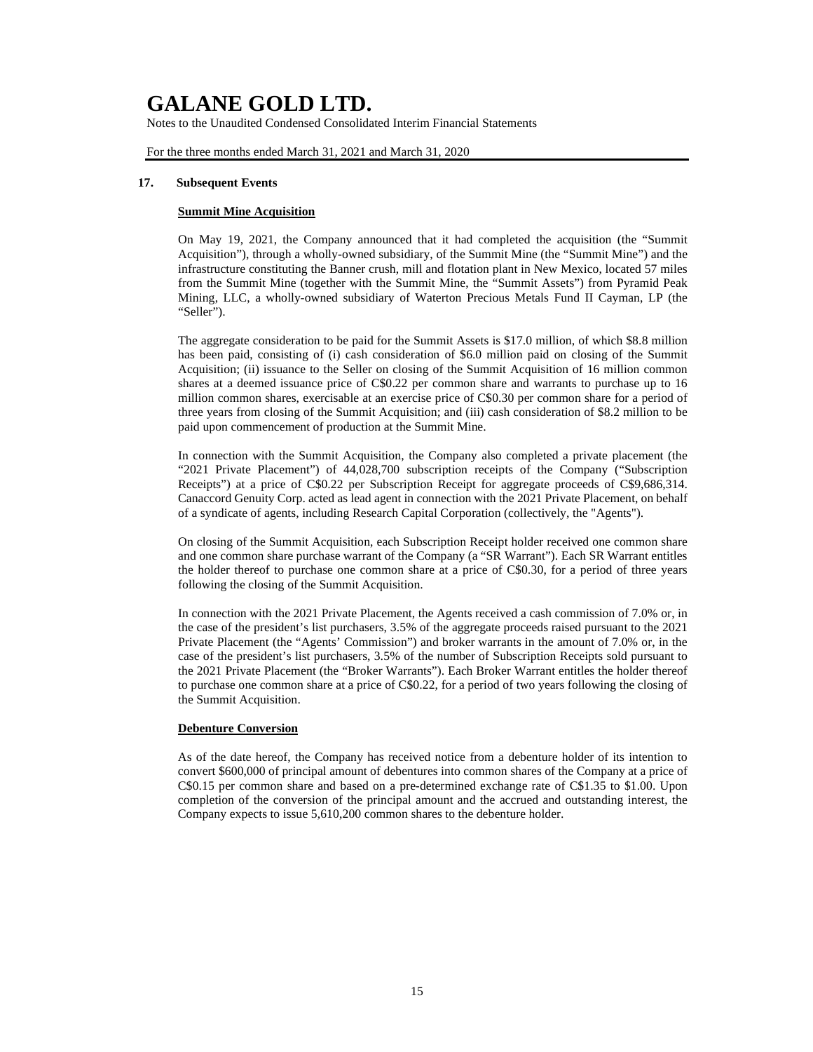# GALANE GOLD LTD.

Notes to the Unaudited Condensed Consolidated Interim Financial Statements

For the three months ended March 31, 2021 and March 31, 2020

## 17. Subsequent Events

### Summit Mine Acquisition

On May 19, 2021, the Company announced that it had completed the acquisition (the "Summit Acquisition"), through a wholly-owned subsidiary, of the Summit Mine (the "Summit Mine") and the infrastructure constituting the Banner crush, mill and flotation plant in New Mexico, located 57 miles from the Summit Mine (together with the Summit Mine, the "Summit Assets") from Pyramid Peak Mining, LLC, a wholly-owned subsidiary of Waterton Precious Metals Fund II Cayman, LP (the "Seller").

The aggregate consideration to be paid for the Summit Assets is $17.0 million, of which $8.8 million has been paid, consisting of (i) cash consideration of $6.0 million paid on closing of the Summit Acquisition; (ii) issuance to the Seller on closing of the Summit Acquisition of 16 million common shares at a deemed issuance price of C$0.22 per common share and warrants to purchase up to 16 million common shares, exercisable at an exercise price of C$0.30 per common share for a period of three years from closing of the Summit Acquisition; and (iii) cash consideration of $8.2 million to be paid upon commencement of production at the Summit Mine.

In connection with the Summit Acquisition, the Company also completed a private placement (the "2021 Private Placement") of 44,028,700 subscription receipts of the Company ("Subscription Receipts") at a price of C$0.22 per Subscription Receipt for aggregate proceeds of C$9,686,314. Canaccord Genuity Corp. acted as lead agent in connection with the 2021 Private Placement, on behalf of a syndicate of agents, including Research Capital Corporation (collectively, the "Agents").

On closing of the Summit Acquisition, each Subscription Receipt holder received one common share and one common share purchase warrant of the Company (a "SR Warrant"). Each SR Warrant entitles the holder thereof to purchase one common share at a price of C$0.30, for a period of three years following the closing of the Summit Acquisition.

In connection with the 2021 Private Placement, the Agents received a cash commission of 7.0% or, in the case of the president's list purchasers, 3.5% of the aggregate proceeds raised pursuant to the 2021 Private Placement (the "Agents' Commission") and broker warrants in the amount of 7.0% or, in the case of the president's list purchasers, 3.5% of the number of Subscription Receipts sold pursuant to the 2021 Private Placement (the "Broker Warrants"). Each Broker Warrant entitles the holder thereof to purchase one common share at a price of C$0.22, for a period of two years following the closing of the Summit Acquisition.

### Debenture Conversion

As of the date hereof, the Company has received notice from a debenture holder of its intention to convert $600,000 of principal amount of debentures into common shares of the Company at a price of C$0.15 per common share and based on a pre-determined exchange rate of C$1.35 to $1.00. Upon completion of the conversion of the principal amount and the accrued and outstanding interest, the Company expects to issue 5,610,200 common shares to the debenture holder.